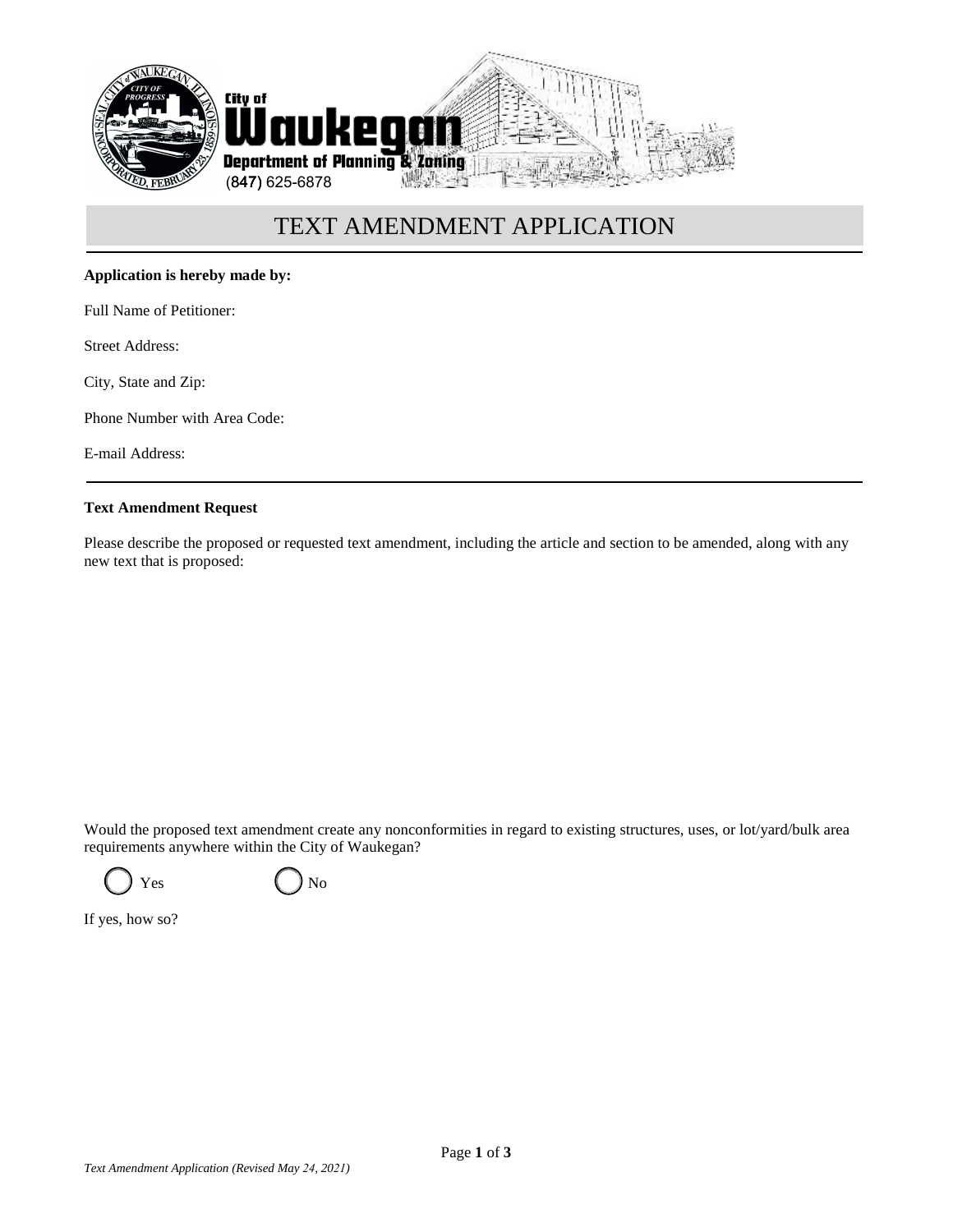City of Waukegan
Department of Planning & Zoning
(847) 625-6878

# TEXT AMENDMENT APPLICATION

**Application is hereby made by:**

Full Name of Petitioner:

Street Address:

City, State and Zip:

Phone Number with Area Code:

E-mail Address:

**Text Amendment Request**

Please describe the proposed or requested text amendment, including the article and section to be amended, along with any new text that is proposed:

Would the proposed text amendment create any nonconformities in regard to existing structures, uses, or lot/yard/bulk area requirements anywhere within the City of Waukegan?

◯ Yes ◯ No

If yes, how so?

*Text Amendment Application (Revised May 24, 2021)*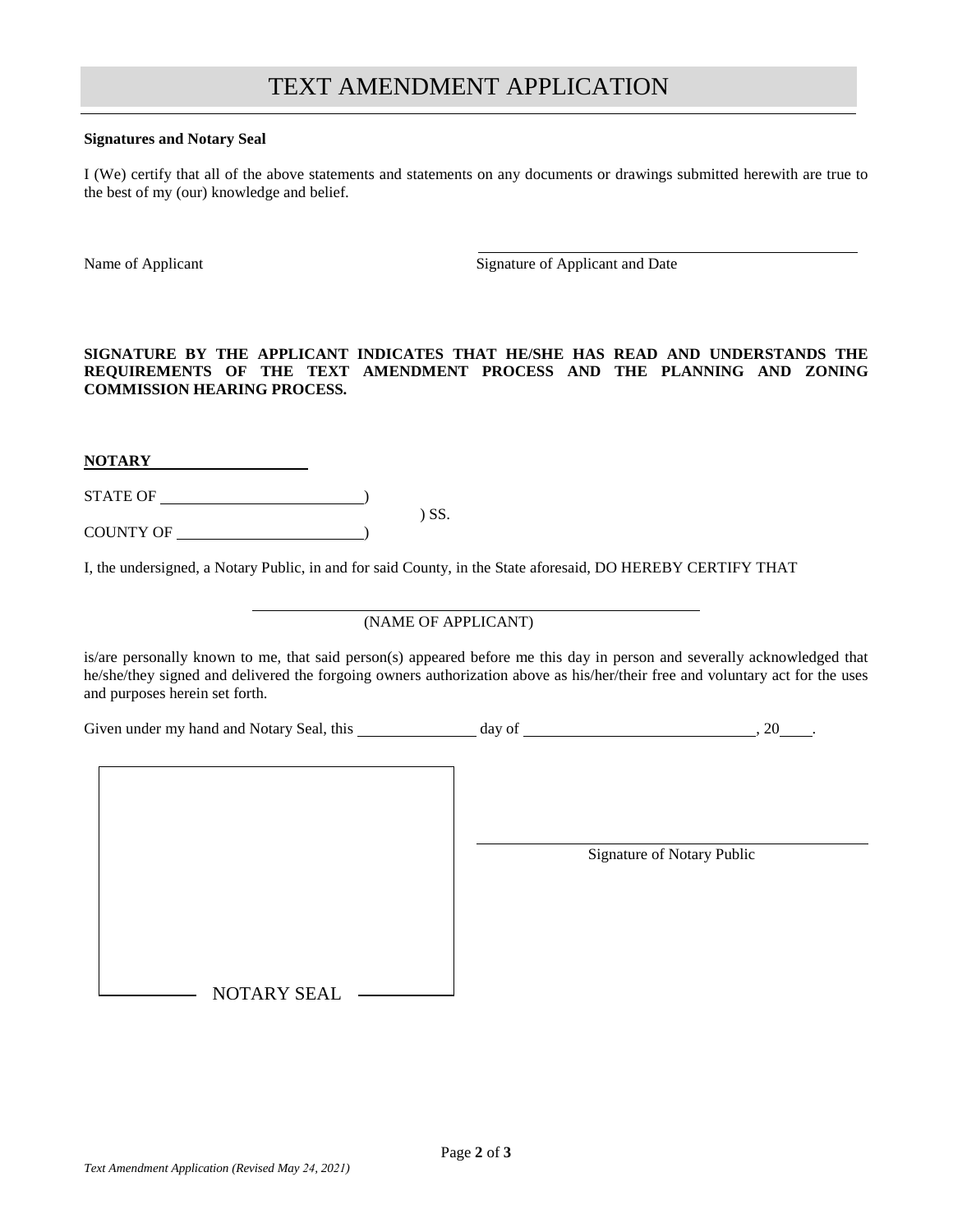# TEXT AMENDMENT APPLICATION

**Signatures and Notary Seal**

I (We) certify that all of the above statements and statements on any documents or drawings submitted herewith are true to the best of my (our) knowledge and belief.

Name of Applicant ______________________ Signature of Applicant and Date ______________________

**SIGNATURE BY THE APPLICANT INDICATES THAT HE/SHE HAS READ AND UNDERSTANDS THE REQUIREMENTS OF THE TEXT AMENDMENT PROCESS AND THE PLANNING AND ZONING COMMISSION HEARING PROCESS.**

**NOTARY**

STATE OF ______________________)
) SS.
COUNTY OF ______________________)

I, the undersigned, a Notary Public, in and for said County, in the State aforesaid, DO HEREBY CERTIFY THAT

______________________
(NAME OF APPLICANT)

is/are personally known to me, that said person(s) appeared before me this day in person and severally acknowledged that he/she/they signed and delivered the forgoing owners authorization above as his/her/their free and voluntary act for the uses and purposes herein set forth.

Given under my hand and Notary Seal, this ____________ day of ______________________, 20____.

NOTARY SEAL

______________________
Signature of Notary Public

*Text Amendment Application (Revised May 24, 2021)*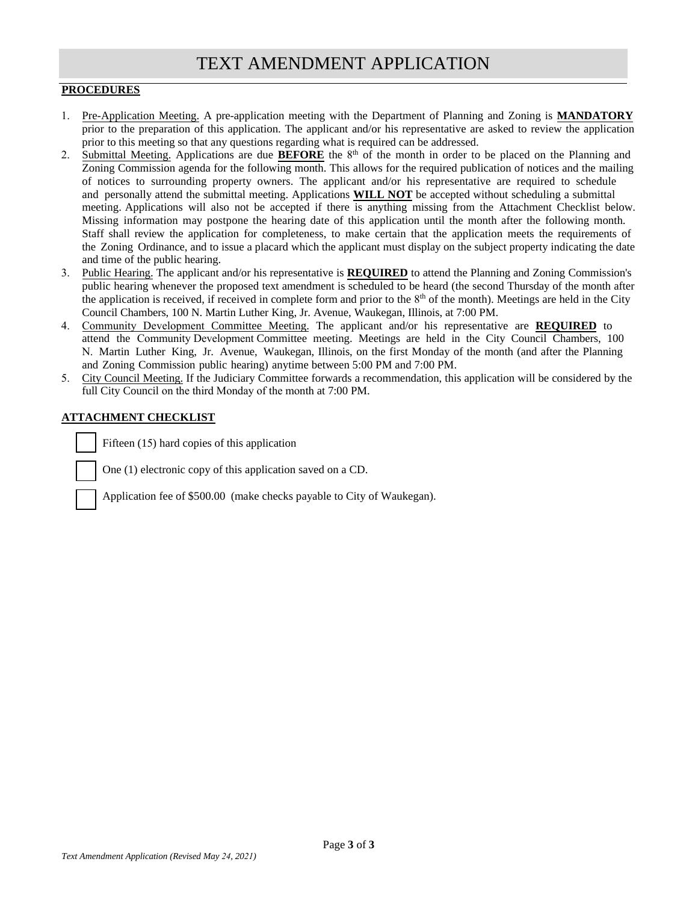# TEXT AMENDMENT APPLICATION

**PROCEDURES**

1. Pre-Application Meeting. A pre-application meeting with the Department of Planning and Zoning is **MANDATORY** prior to the preparation of this application. The applicant and/or his representative are asked to review the application prior to this meeting so that any questions regarding what is required can be addressed.
2. Submittal Meeting. Applications are due **BEFORE** the 8th of the month in order to be placed on the Planning and Zoning Commission agenda for the following month. This allows for the required publication of notices and the mailing of notices to surrounding property owners. The applicant and/or his representative are required to schedule and personally attend the submittal meeting. Applications **WILL NOT** be accepted without scheduling a submittal meeting. Applications will also not be accepted if there is anything missing from the Attachment Checklist below. Missing information may postpone the hearing date of this application until the month after the following month. Staff shall review the application for completeness, to make certain that the application meets the requirements of the Zoning Ordinance, and to issue a placard which the applicant must display on the subject property indicating the date and time of the public hearing.
3. Public Hearing. The applicant and/or his representative is **REQUIRED** to attend the Planning and Zoning Commission's public hearing whenever the proposed text amendment is scheduled to be heard (the second Thursday of the month after the application is received, if received in complete form and prior to the 8th of the month). Meetings are held in the City Council Chambers, 100 N. Martin Luther King, Jr. Avenue, Waukegan, Illinois, at 7:00 PM.
4. Community Development Committee Meeting. The applicant and/or his representative are **REQUIRED** to attend the Community Development Committee meeting. Meetings are held in the City Council Chambers, 100 N. Martin Luther King, Jr. Avenue, Waukegan, Illinois, on the first Monday of the month (and after the Planning and Zoning Commission public hearing) anytime between 5:00 PM and 7:00 PM.
5. City Council Meeting. If the Judiciary Committee forwards a recommendation, this application will be considered by the full City Council on the third Monday of the month at 7:00 PM.

**ATTACHMENT CHECKLIST**

☐ Fifteen (15) hard copies of this application

☐ One (1) electronic copy of this application saved on a CD.

☐ Application fee of $500.00 (make checks payable to City of Waukegan).

*Text Amendment Application (Revised May 24, 2021)*